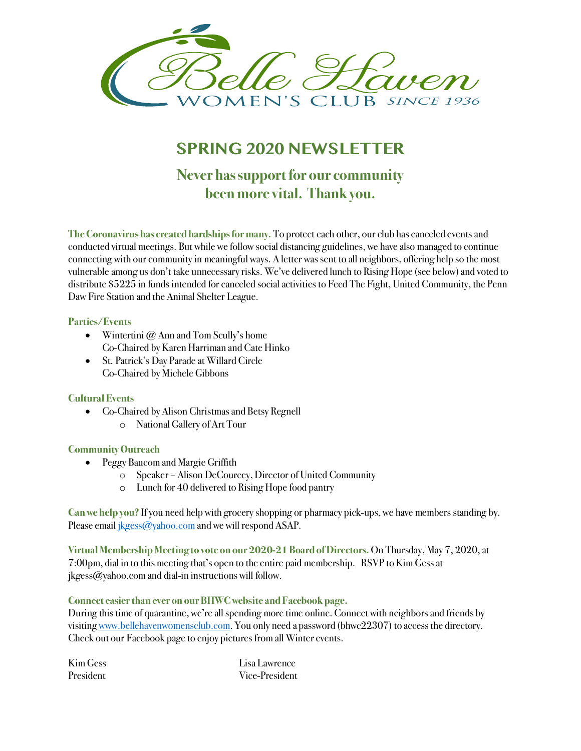# Belle Haven WOMEN'S CLUB SINCE 1936

# SPRING 2020 NEWSLETTER

## Never has support for our community been more vital. Thank you.

**The Coronavirus has created hardships for many.** To protect each other, our club has canceled events and conducted virtual meetings. But while we follow social distancing guidelines, we have also managed to continue connecting with our community in meaningful ways. A letter was sent to all neighbors, offering help so the most vulnerable among us don't take unnecessary risks. We've delivered lunch to Rising Hope (see below) and voted to distribute $5225 in funds intended for canceled social activities to Feed The Fight, United Community, the Penn Daw Fire Station and the Animal Shelter League.

**Parties/Events**

- Wintertini @ Ann and Tom Scully's home
  Co-Chaired by Karen Harriman and Cate Hinko
- St. Patrick's Day Parade at Willard Circle
  Co-Chaired by Michele Gibbons

**Cultural Events**

- Co-Chaired by Alison Christmas and Betsy Regnell
  - National Gallery of Art Tour

**Community Outreach**

- Peggy Baucom and Margie Griffith
  - Speaker – Alison DeCourcey, Director of United Community
  - Lunch for 40 delivered to Rising Hope food pantry

**Can we help you?** If you need help with grocery shopping or pharmacy pick-ups, we have members standing by. Please email [jkgess@yahoo.com](mailto:jkgess@yahoo.com) and we will respond ASAP.

**Virtual Membership Meeting to vote on our 2020-21 Board of Directors.** On Thursday, May 7, 2020, at 7:00pm, dial in to this meeting that's open to the entire paid membership. RSVP to Kim Gess at jkgess@yahoo.com and dial-in instructions will follow.

**Connect easier than ever on our BHWC website and Facebook page.**
During this time of quarantine, we're all spending more time online. Connect with neighbors and friends by visiting [www.bellehavenwomensclub.com](http://www.bellehavenwomensclub.com). You only need a password (bhwc22307) to access the directory. Check out our Facebook page to enjoy pictures from all Winter events.

Kim Gess
President

Lisa Lawrence
Vice-President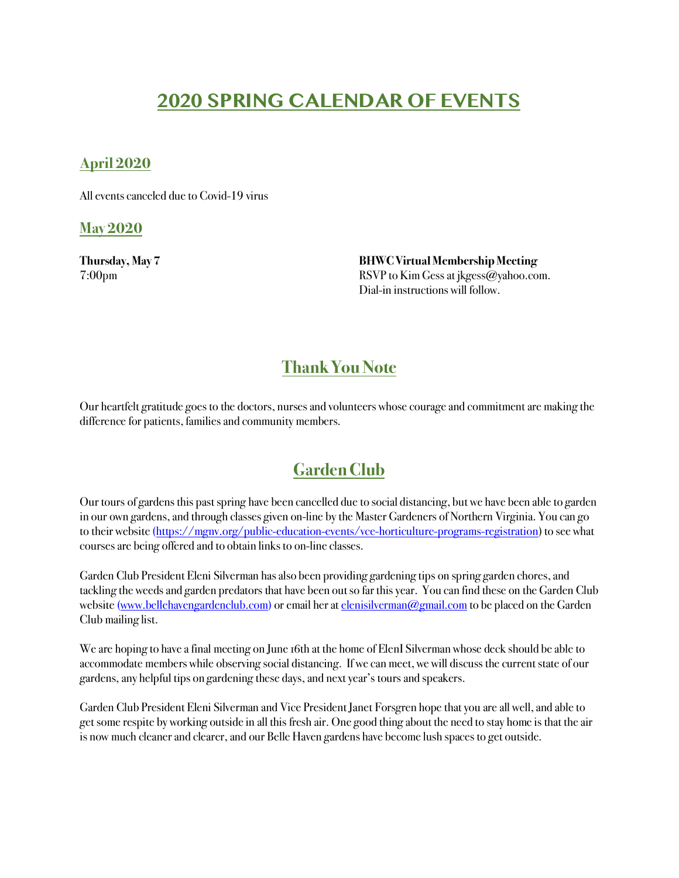# 2020 SPRING CALENDAR OF EVENTS

## April 2020

All events canceled due to Covid-19 virus

## May 2020

| | |
|---|---|
| **Thursday, May 7**<br>7:00pm | **BHWC Virtual Membership Meeting**<br>RSVP to Kim Gess at jkgess@yahoo.com.<br>Dial-in instructions will follow. |

## Thank You Note

Our heartfelt gratitude goes to the doctors, nurses and volunteers whose courage and commitment are making the difference for patients, families and community members.

## Garden Club

Our tours of gardens this past spring have been cancelled due to social distancing, but we have been able to garden in our own gardens, and through classes given on-line by the Master Gardeners of Northern Virginia. You can go to their website (https://mgnv.org/public-education-events/vce-horticulture-programs-registration) to see what courses are being offered and to obtain links to on-line classes.

Garden Club President Eleni Silverman has also been providing gardening tips on spring garden chores, and tackling the weeds and garden predators that have been out so far this year. You can find these on the Garden Club website (www.bellehavengardenclub.com) or email her at elenisilverman@gmail.com to be placed on the Garden Club mailing list.

We are hoping to have a final meeting on June 16th at the home of ElenI Silverman whose deck should be able to accommodate members while observing social distancing. If we can meet, we will discuss the current state of our gardens, any helpful tips on gardening these days, and next year's tours and speakers.

Garden Club President Eleni Silverman and Vice President Janet Forsgren hope that you are all well, and able to get some respite by working outside in all this fresh air. One good thing about the need to stay home is that the air is now much cleaner and clearer, and our Belle Haven gardens have become lush spaces to get outside.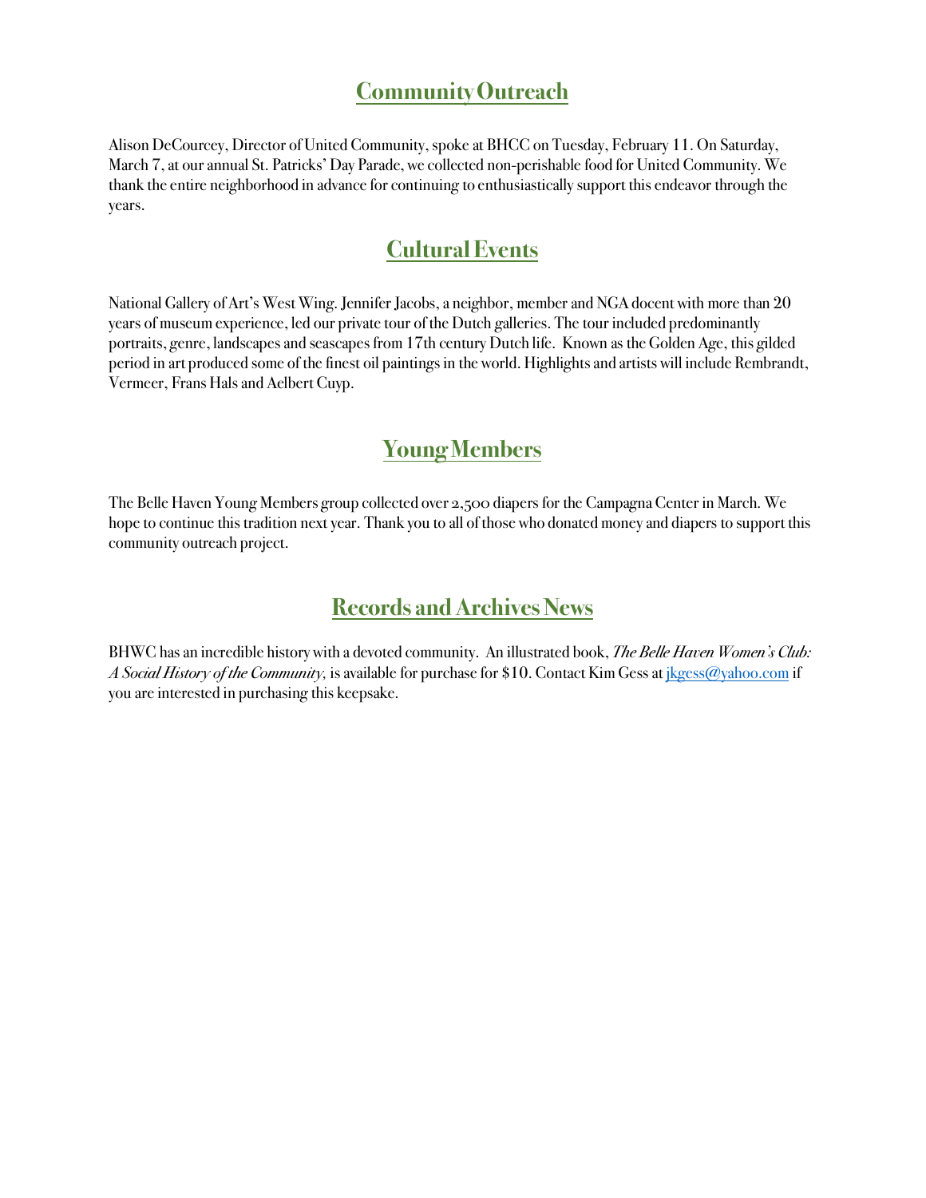## Community Outreach

Alison DeCourcey, Director of United Community, spoke at BHCC on Tuesday, February 11. On Saturday, March 7, at our annual St. Patricks' Day Parade, we collected non-perishable food for United Community. We thank the entire neighborhood in advance for continuing to enthusiastically support this endeavor through the years.

## Cultural Events

National Gallery of Art's West Wing. Jennifer Jacobs, a neighbor, member and NGA docent with more than 20 years of museum experience, led our private tour of the Dutch galleries. The tour included predominantly portraits, genre, landscapes and seascapes from 17th century Dutch life. Known as the Golden Age, this gilded period in art produced some of the finest oil paintings in the world. Highlights and artists will include Rembrandt, Vermeer, Frans Hals and Aelbert Cuyp.

## Young Members

The Belle Haven Young Members group collected over 2,500 diapers for the Campagna Center in March. We hope to continue this tradition next year. Thank you to all of those who donated money and diapers to support this community outreach project.

## Records and Archives News

BHWC has an incredible history with a devoted community. An illustrated book, *The Belle Haven Women's Club: A Social History of the Community,* is available for purchase for $10. Contact Kim Gess at jkgess@yahoo.com if you are interested in purchasing this keepsake.